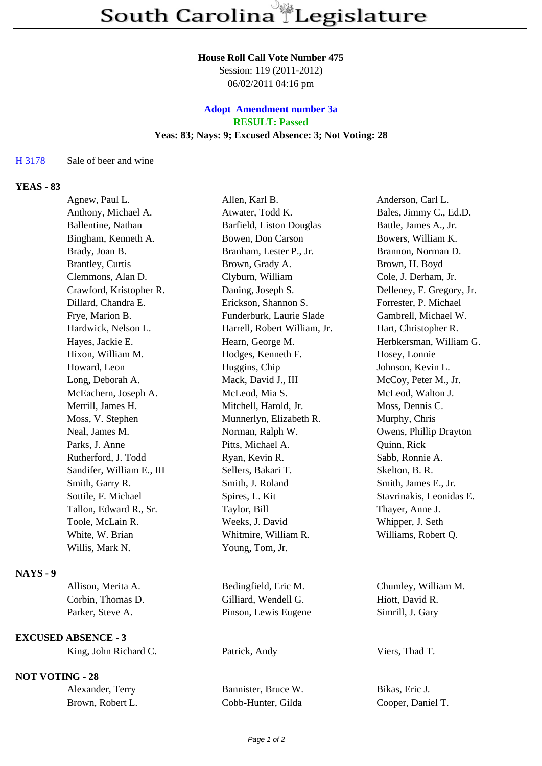# South Carolina Legislature

**House Roll Call Vote Number 475**
Session: 119 (2011-2012)
06/02/2011 04:16 pm

**Adopt Amendment number 3a**
**RESULT: Passed**
**Yeas: 83; Nays: 9; Excused Absence: 3; Not Voting: 28**

H 3178 Sale of beer and wine

**YEAS - 83**

| | | |
|---|---|---|
| Agnew, Paul L. | Allen, Karl B. | Anderson, Carl L. |
| Anthony, Michael A. | Atwater, Todd K. | Bales, Jimmy C., Ed.D. |
| Ballentine, Nathan | Barfield, Liston Douglas | Battle, James A., Jr. |
| Bingham, Kenneth A. | Bowen, Don Carson | Bowers, William K. |
| Brady, Joan B. | Branham, Lester P., Jr. | Brannon, Norman D. |
| Brantley, Curtis | Brown, Grady A. | Brown, H. Boyd |
| Clemmons, Alan D. | Clyburn, William | Cole, J. Derham, Jr. |
| Crawford, Kristopher R. | Daning, Joseph S. | Delleney, F. Gregory, Jr. |
| Dillard, Chandra E. | Erickson, Shannon S. | Forrester, P. Michael |
| Frye, Marion B. | Funderburk, Laurie Slade | Gambrell, Michael W. |
| Hardwick, Nelson L. | Harrell, Robert William, Jr. | Hart, Christopher R. |
| Hayes, Jackie E. | Hearn, George M. | Herbkersman, William G. |
| Hixon, William M. | Hodges, Kenneth F. | Hosey, Lonnie |
| Howard, Leon | Huggins, Chip | Johnson, Kevin L. |
| Long, Deborah A. | Mack, David J., III | McCoy, Peter M., Jr. |
| McEachern, Joseph A. | McLeod, Mia S. | McLeod, Walton J. |
| Merrill, James H. | Mitchell, Harold, Jr. | Moss, Dennis C. |
| Moss, V. Stephen | Munnerlyn, Elizabeth R. | Murphy, Chris |
| Neal, James M. | Norman, Ralph W. | Owens, Phillip Drayton |
| Parks, J. Anne | Pitts, Michael A. | Quinn, Rick |
| Rutherford, J. Todd | Ryan, Kevin R. | Sabb, Ronnie A. |
| Sandifer, William E., III | Sellers, Bakari T. | Skelton, B. R. |
| Smith, Garry R. | Smith, J. Roland | Smith, James E., Jr. |
| Sottile, F. Michael | Spires, L. Kit | Stavrinakis, Leonidas E. |
| Tallon, Edward R., Sr. | Taylor, Bill | Thayer, Anne J. |
| Toole, McLain R. | Weeks, J. David | Whipper, J. Seth |
| White, W. Brian | Whitmire, William R. | Williams, Robert Q. |
| Willis, Mark N. | Young, Tom, Jr. | |

**NAYS - 9**

| | | |
|---|---|---|
| Allison, Merita A. | Bedingfield, Eric M. | Chumley, William M. |
| Corbin, Thomas D. | Gilliard, Wendell G. | Hiott, David R. |
| Parker, Steve A. | Pinson, Lewis Eugene | Simrill, J. Gary |

**EXCUSED ABSENCE - 3**

| | | |
|---|---|---|
| King, John Richard C. | Patrick, Andy | Viers, Thad T. |

**NOT VOTING - 28**

| | | |
|---|---|---|
| Alexander, Terry | Bannister, Bruce W. | Bikas, Eric J. |
| Brown, Robert L. | Cobb-Hunter, Gilda | Cooper, Daniel T. |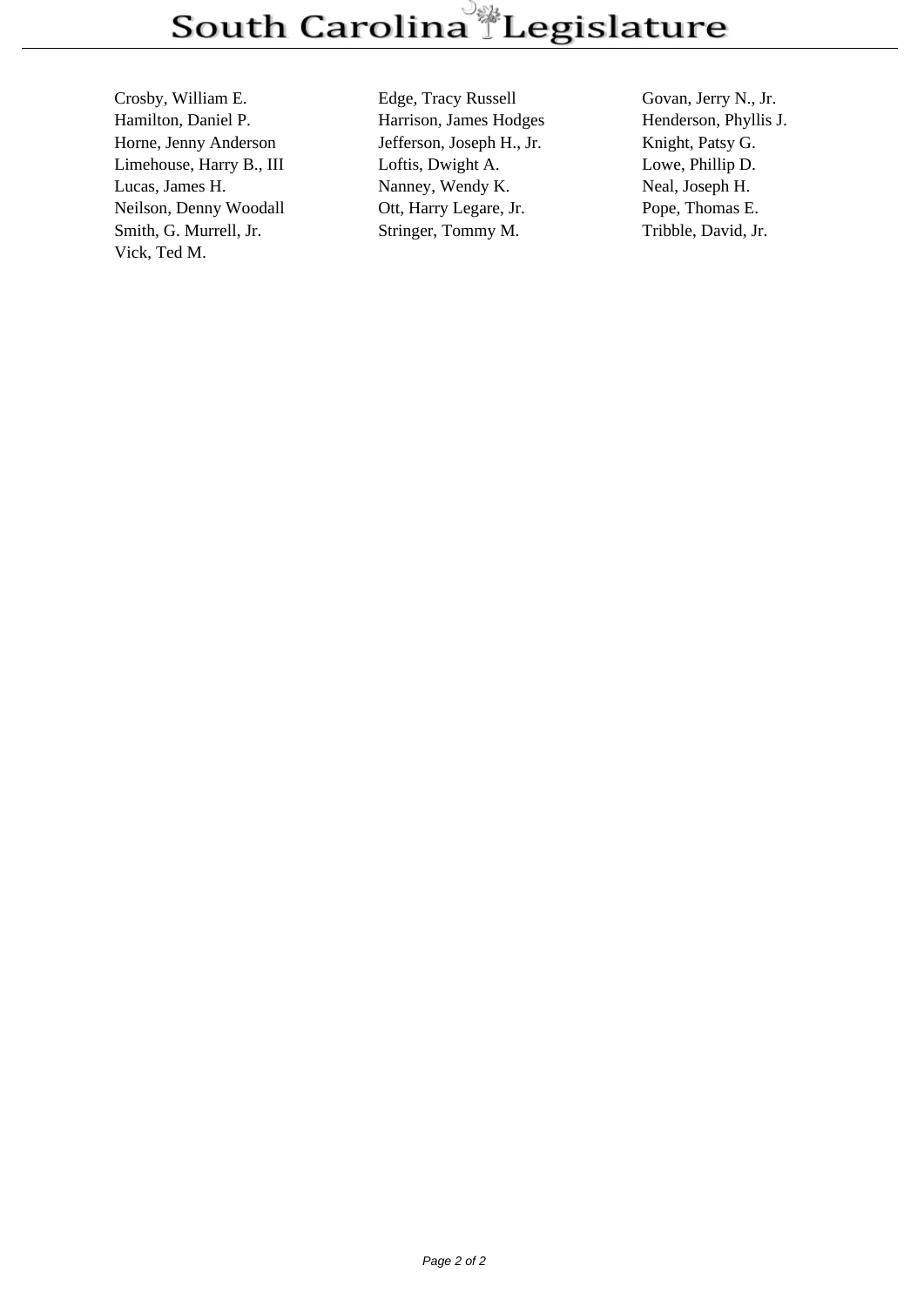Crosby, William E.
Edge, Tracy Russell
Govan, Jerry N., Jr.
Hamilton, Daniel P.
Harrison, James Hodges
Henderson, Phyllis J.
Horne, Jenny Anderson
Jefferson, Joseph H., Jr.
Knight, Patsy G.
Limehouse, Harry B., III
Loftis, Dwight A.
Lowe, Phillip D.
Lucas, James H.
Nanney, Wendy K.
Neal, Joseph H.
Neilson, Denny Woodall
Ott, Harry Legare, Jr.
Pope, Thomas E.
Smith, G. Murrell, Jr.
Stringer, Tommy M.
Tribble, David, Jr.
Vick, Ted M.